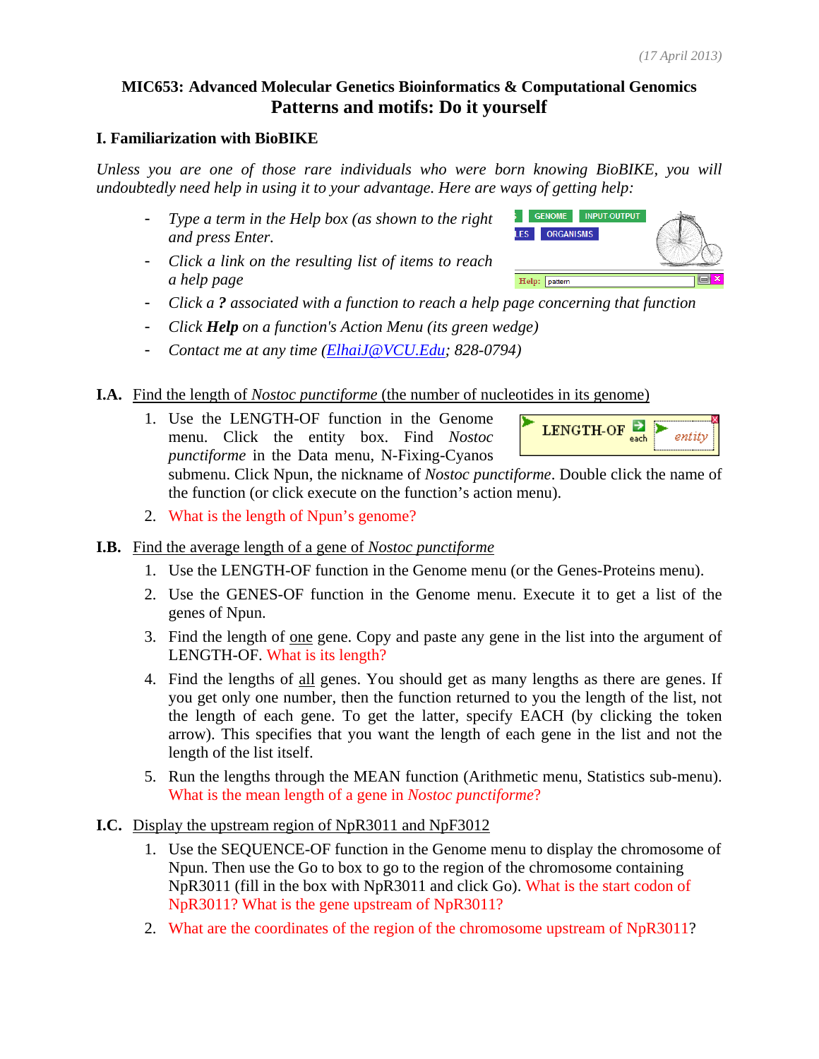(17 April 2013)

# MIC653: Advanced Molecular Genetics Bioinformatics & Computational Genomics
## Patterns and motifs: Do it yourself

### I. Familiarization with BioBIKE

*Unless you are one of those rare individuals who were born knowing BioBIKE, you will undoubtedly need help in using it to your advantage. Here are ways of getting help:*

- *Type a term in the Help box (as shown to the right and press Enter.*
- *Click a link on the resulting list of items to reach a help page*
- *Click a* ***?*** *associated with a function to reach a help page concerning that function*
- *Click* ***Help*** *on a function's Action Menu (its green wedge)*
- *Contact me at any time (ElhaiJ@VCU.Edu; 828-0794)*

**I.A.** Find the length of *Nostoc punctiforme* (the number of nucleotides in its genome)

1. Use the LENGTH-OF function in the Genome menu. Click the entity box. Find *Nostoc punctiforme* in the Data menu, N-Fixing-Cyanos submenu. Click Npun, the nickname of *Nostoc punctiforme*. Double click the name of the function (or click execute on the function's action menu).
2. What is the length of Npun's genome?

**I.B.** Find the average length of a gene of *Nostoc punctiforme*

1. Use the LENGTH-OF function in the Genome menu (or the Genes-Proteins menu).
2. Use the GENES-OF function in the Genome menu. Execute it to get a list of the genes of Npun.
3. Find the length of one gene. Copy and paste any gene in the list into the argument of LENGTH-OF. What is its length?
4. Find the lengths of all genes. You should get as many lengths as there are genes. If you get only one number, then the function returned to you the length of the list, not the length of each gene. To get the latter, specify EACH (by clicking the token arrow). This specifies that you want the length of each gene in the list and not the length of the list itself.
5. Run the lengths through the MEAN function (Arithmetic menu, Statistics sub-menu). What is the mean length of a gene in *Nostoc punctiforme*?

**I.C.** Display the upstream region of NpR3011 and NpF3012

1. Use the SEQUENCE-OF function in the Genome menu to display the chromosome of Npun. Then use the Go to box to go to the region of the chromosome containing NpR3011 (fill in the box with NpR3011 and click Go). What is the start codon of NpR3011? What is the gene upstream of NpR3011?
2. What are the coordinates of the region of the chromosome upstream of NpR3011?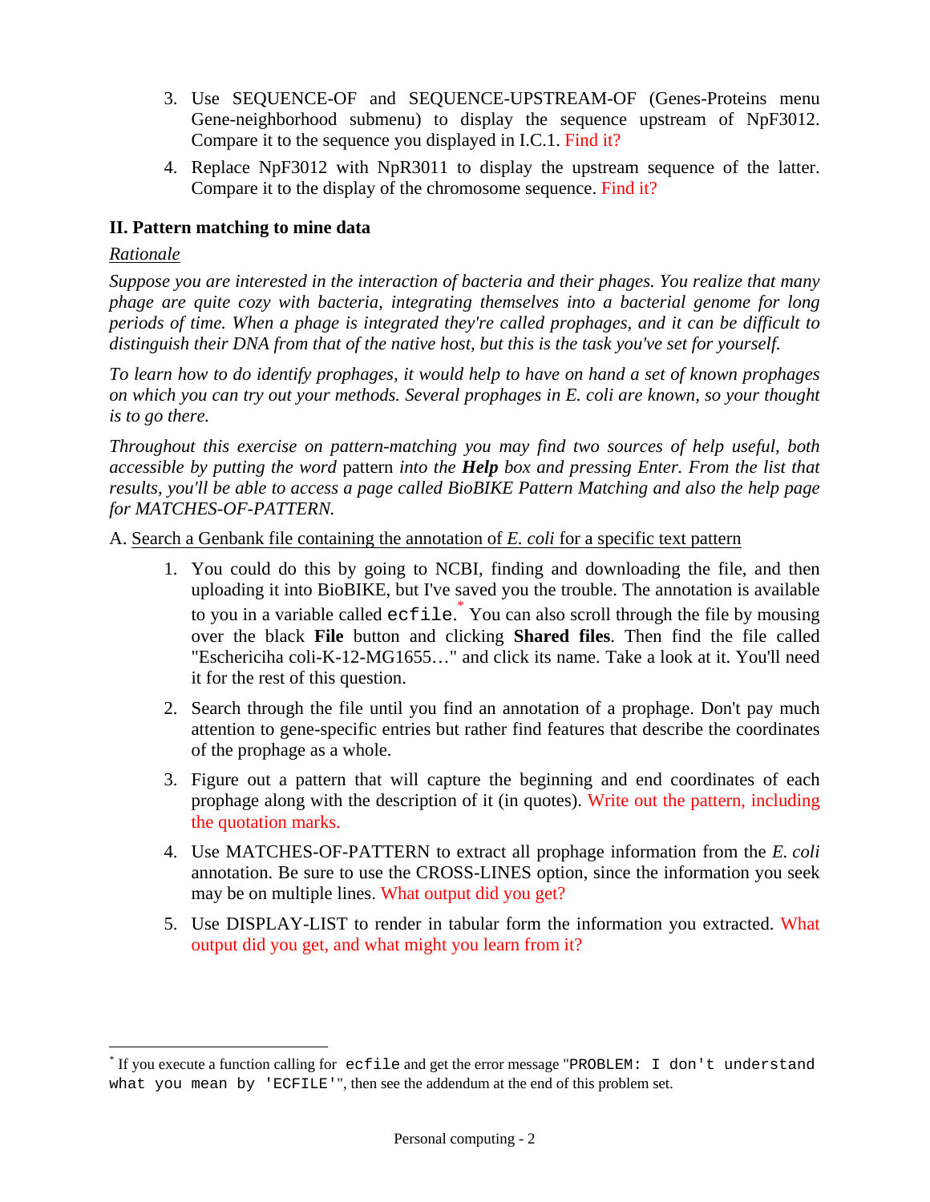3. Use SEQUENCE-OF and SEQUENCE-UPSTREAM-OF (Genes-Proteins menu Gene-neighborhood submenu) to display the sequence upstream of NpF3012. Compare it to the sequence you displayed in I.C.1. Find it?

4. Replace NpF3012 with NpR3011 to display the upstream sequence of the latter. Compare it to the display of the chromosome sequence. Find it?

## II. Pattern matching to mine data

<u>Rationale</u>

*Suppose you are interested in the interaction of bacteria and their phages. You realize that many phage are quite cozy with bacteria, integrating themselves into a bacterial genome for long periods of time. When a phage is integrated they're called prophages, and it can be difficult to distinguish their DNA from that of the native host, but this is the task you've set for yourself.*

*To learn how to do identify prophages, it would help to have on hand a set of known prophages on which you can try out your methods. Several prophages in E. coli are known, so your thought is to go there.*

*Throughout this exercise on pattern-matching you may find two sources of help useful, both accessible by putting the word* pattern *into the* ***Help*** *box and pressing Enter. From the list that results, you'll be able to access a page called BioBIKE Pattern Matching and also the help page for MATCHES-OF-PATTERN.*

A. <u>Search a Genbank file containing the annotation of *E. coli* for a specific text pattern</u>

1. You could do this by going to NCBI, finding and downloading the file, and then uploading it into BioBIKE, but I've saved you the trouble. The annotation is available to you in a variable called `ecfile`.* You can also scroll through the file by mousing over the black **File** button and clicking **Shared files**. Then find the file called "Eschericiha coli-K-12-MG1655…" and click its name. Take a look at it. You'll need it for the rest of this question.

2. Search through the file until you find an annotation of a prophage. Don't pay much attention to gene-specific entries but rather find features that describe the coordinates of the prophage as a whole.

3. Figure out a pattern that will capture the beginning and end coordinates of each prophage along with the description of it (in quotes). Write out the pattern, including the quotation marks.

4. Use MATCHES-OF-PATTERN to extract all prophage information from the *E. coli* annotation. Be sure to use the CROSS-LINES option, since the information you seek may be on multiple lines. What output did you get?

5. Use DISPLAY-LIST to render in tabular form the information you extracted. What output did you get, and what might you learn from it?

---

* If you execute a function calling for `ecfile` and get the error message "`PROBLEM: I don't understand what you mean by 'ECFILE'`", then see the addendum at the end of this problem set.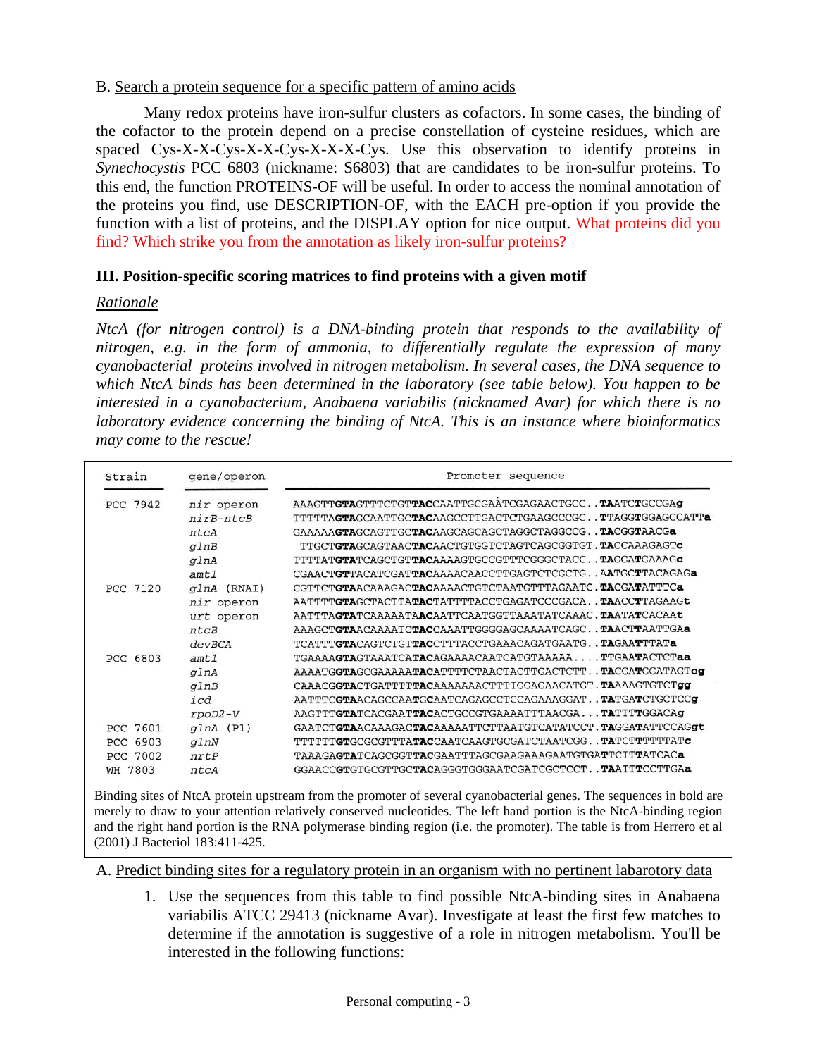B. <u>Search a protein sequence for a specific pattern of amino acids</u>

Many redox proteins have iron-sulfur clusters as cofactors. In some cases, the binding of the cofactor to the protein depend on a precise constellation of cysteine residues, which are spaced Cys-X-X-Cys-X-X-Cys-X-X-X-Cys. Use this observation to identify proteins in *Synechocystis* PCC 6803 (nickname: S6803) that are candidates to be iron-sulfur proteins. To this end, the function PROTEINS-OF will be useful. In order to access the nominal annotation of the proteins you find, use DESCRIPTION-OF, with the EACH pre-option if you provide the function with a list of proteins, and the DISPLAY option for nice output. What proteins did you find? Which strike you from the annotation as likely iron-sulfur proteins?

### III. Position-specific scoring matrices to find proteins with a given motif

*<u>Rationale</u>*

*NtcA (for **nit**rogen **c**ontrol) is a DNA-binding protein that responds to the availability of nitrogen, e.g. in the form of ammonia, to differentially regulate the expression of many cyanobacterial proteins involved in nitrogen metabolism. In several cases, the DNA sequence to which NtcA binds has been determined in the laboratory (see table below). You happen to be interested in a cyanobacterium, Anabaena variabilis (nicknamed Avar) for which there is no laboratory evidence concerning the binding of NtcA. This is an instance where bioinformatics may come to the rescue!*

| Strain | gene/operon | Promoter sequence |
|---|---|---|
| PCC 7942 | *nir* operon | AAAGTT**GTA**GTTTCTGTT**TAC**CAATTGCGAATCGAGAACTGCC..**TA**ATC**T**GCCGA**g** |
| | *nirB-ntcB* | TTTTTA**GTA**GCAATTGC**TAC**AAGCCTTGACTCTGAAGCCCGC..**T**TAGG**T**GGAGCCATT**a** |
| | *ntcA* | GAAAAA**GTA**GCAGTTGC**TAC**AAGCAGCAGCTAGGCTAGGCCG..**TA**CGG**T**AACG**a** |
| | *glnB* | TTGCT**GTA**GCAGTAAC**TAC**AACTGTGGTCTAGTCAGCGGTGT.**TA**CCAAAGAGT**c** |
| | *glnA* | TTTTAT**GTA**TCAGCTGT**TAC**AAAAGTGCCGTTTCGGGCTACC..**TA**GGA**T**GAAAG**c** |
| | *amt1* | CGAACT**GT**TACATCGAT**TAC**AAAACAACCTTGAGTCTCGCTG..**A**ATGC**T**TACAGAG**a** |
| PCC 7120 | *glnA* (RNAI) | CGTTCT**GTA**ACAAAGAC**TAC**AAAACTGTCTAATGTTTAGAATC.**TA**CGA**T**ATTTC**a** |
| | *nir* operon | AATTTT**GTA**GCTACTTA**TAC**TATTTTACCTGAGATCCCGACA..**TA**ACC**T**TAGAAG**t** |
| | *urt* operon | AATTTA**GTA**TCAAAAATA**AC**AATTCAATGGTTAAATATCAAAC.**TA**ATA**T**CACAA**t** |
| | *ntcB* | AAAGCT**GTA**ACAAAATC**TAC**CAAATTGGGGAGCAAAATCAGC..**TA**ACT**T**AATTGA**a** |
| | *devBCA* | TCATTT**GTA**CAGTCTGT**TAC**CTTTACCTGAAACAGATGAATG..**TA**GAA**T**TTTA**t** |
| PCC 6803 | *amt1* | TGAAAA**GTA**GTAAATCA**TAC**AGAAAACAATCATGTAAAAA....**T**TGAA**T**ACTCT**aa** |
| | *glnA* | AAAATG**GTA**GCGAAAAA**TAC**ATTTTCTAACTACTTGACTCTT..**TA**CGA**T**GGATAGT**cg** |
| | *glnB* | CAAACG**GTA**CTGATTTT**TAC**AAAAAAACTTTTGGAGAACATGT.**TA**AAAGTGTCT**gg** |
| | *icd* | AATTTC**GTA**ACAGCCAA**TG**CAATCAGAGCCTCCAGAAAGGAT..**TA**TGA**T**CTGCTCC**g** |
| | *rpoD2-V* | AAGTTT**GTA**TCACGAAT**TAC**ACTGCCGTGAAAATTTAACGA...**TA**TTT**T**GGACA**g** |
| PCC 7601 | *glnA* (P1) | GAATCT**GTA**ACAAAGAC**TAC**AAAAATTCTTAATGTCATATCCT.**TA**GGA**T**ATTCCAG**gt** |
| PCC 6903 | *glnN* | TTTTTT**GT**GCGCGTTTA**TAC**CAATCAAGTGCGATCTAATCGG..**TA**TCT**T**TTTTAT**c** |
| PCC 7002 | *nrtP* | TAAAGA**GTA**TCAGCGGT**TAC**GAATTTAGCGAAGAAAGAATGTGA**T**TCTT**T**ATCAC**a** |
| WH 7803 | *ntcA* | GGAACC**GT**GTGCGTTGC**TAC**AGGGTGGGAATCGATCGCTCCT..**TA**ATT**T**CCTTGA**a** |

Binding sites of NtcA protein upstream from the promoter of several cyanobacterial genes. The sequences in bold are merely to draw to your attention relatively conserved nucleotides. The left hand portion is the NtcA-binding region and the right hand portion is the RNA polymerase binding region (i.e. the promoter). The table is from Herrero et al (2001) J Bacteriol 183:411-425.

A. <u>Predict binding sites for a regulatory protein in an organism with no pertinent labarotory data</u>

1. Use the sequences from this table to find possible NtcA-binding sites in Anabaena variabilis ATCC 29413 (nickname Avar). Investigate at least the first few matches to determine if the annotation is suggestive of a role in nitrogen metabolism. You'll be interested in the following functions: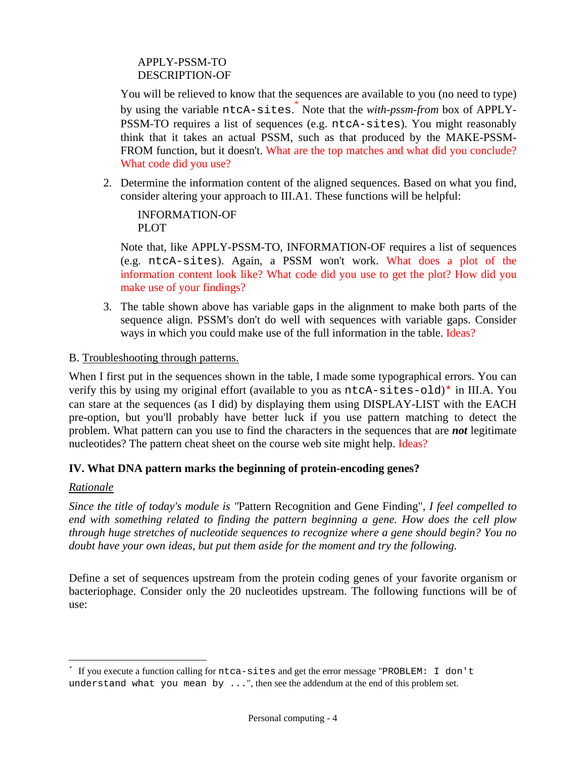APPLY-PSSM-TO
DESCRIPTION-OF

You will be relieved to know that the sequences are available to you (no need to type) by using the variable `ntcA-sites`.* Note that the *with-pssm-from* box of APPLY-PSSM-TO requires a list of sequences (e.g. `ntcA-sites`). You might reasonably think that it takes an actual PSSM, such as that produced by the MAKE-PSSM-FROM function, but it doesn't. What are the top matches and what did you conclude? What code did you use?

2. Determine the information content of the aligned sequences. Based on what you find, consider altering your approach to III.A1. These functions will be helpful:

   INFORMATION-OF
   PLOT

   Note that, like APPLY-PSSM-TO, INFORMATION-OF requires a list of sequences (e.g. `ntcA-sites`). Again, a PSSM won't work. What does a plot of the information content look like? What code did you use to get the plot? How did you make use of your findings?

3. The table shown above has variable gaps in the alignment to make both parts of the sequence align. PSSM's don't do well with sequences with variable gaps. Consider ways in which you could make use of the full information in the table. Ideas?

B. Troubleshooting through patterns.

When I first put in the sequences shown in the table, I made some typographical errors. You can verify this by using my original effort (available to you as `ntcA-sites-old`)* in III.A. You can stare at the sequences (as I did) by displaying them using DISPLAY-LIST with the EACH pre-option, but you'll probably have better luck if you use pattern matching to detect the problem. What pattern can you use to find the characters in the sequences that are ***not*** legitimate nucleotides? The pattern cheat sheet on the course web site might help. Ideas?

## IV. What DNA pattern marks the beginning of protein-encoding genes?

*Rationale*

*Since the title of today's module is "*Pattern Recognition and Gene Finding", *I feel compelled to end with something related to finding the pattern beginning a gene. How does the cell plow through huge stretches of nucleotide sequences to recognize where a gene should begin? You no doubt have your own ideas, but put them aside for the moment and try the following.*

Define a set of sequences upstream from the protein coding genes of your favorite organism or bacteriophage. Consider only the 20 nucleotides upstream. The following functions will be of use:

---

* If you execute a function calling for `ntca-sites` and get the error message "`PROBLEM: I don't understand what you mean by ...`", then see the addendum at the end of this problem set.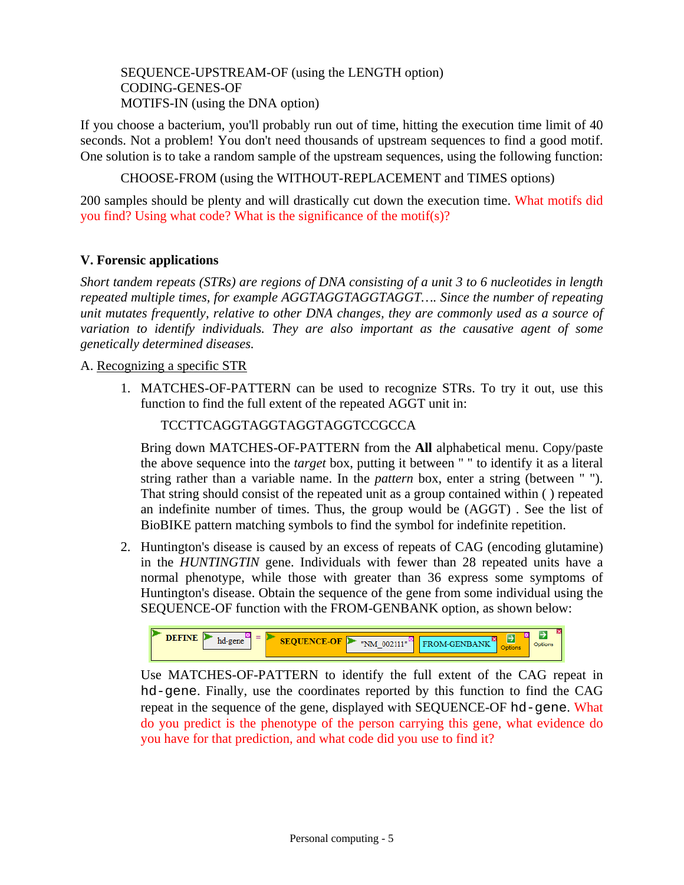SEQUENCE-UPSTREAM-OF (using the LENGTH option)
CODING-GENES-OF
MOTIFS-IN (using the DNA option)

If you choose a bacterium, you'll probably run out of time, hitting the execution time limit of 40 seconds. Not a problem! You don't need thousands of upstream sequences to find a good motif. One solution is to take a random sample of the upstream sequences, using the following function:

CHOOSE-FROM (using the WITHOUT-REPLACEMENT and TIMES options)

200 samples should be plenty and will drastically cut down the execution time. What motifs did you find? Using what code? What is the significance of the motif(s)?

## V. Forensic applications

*Short tandem repeats (STRs) are regions of DNA consisting of a unit 3 to 6 nucleotides in length repeated multiple times, for example AGGTAGGTAGGTAGGT…. Since the number of repeating unit mutates frequently, relative to other DNA changes, they are commonly used as a source of variation to identify individuals. They are also important as the causative agent of some genetically determined diseases.*

A. Recognizing a specific STR

1. MATCHES-OF-PATTERN can be used to recognize STRs. To try it out, use this function to find the full extent of the repeated AGGT unit in:

   TCCTTCAGGTAGGTAGGTAGGTCCGCCA

   Bring down MATCHES-OF-PATTERN from the **All** alphabetical menu. Copy/paste the above sequence into the *target* box, putting it between " " to identify it as a literal string rather than a variable name. In the *pattern* box, enter a string (between " "). That string should consist of the repeated unit as a group contained within ( ) repeated an indefinite number of times. Thus, the group would be (AGGT) . See the list of BioBIKE pattern matching symbols to find the symbol for indefinite repetition.

2. Huntington's disease is caused by an excess of repeats of CAG (encoding glutamine) in the *HUNTINGTIN* gene. Individuals with fewer than 28 repeated units have a normal phenotype, while those with greater than 36 express some symptoms of Huntington's disease. Obtain the sequence of the gene from some individual using the SEQUENCE-OF function with the FROM-GENBANK option, as shown below:

   ```
   DEFINE hd-gene = SEQUENCE-OF "NM_002111" FROM-GENBANK Options Options
   ```

   Use MATCHES-OF-PATTERN to identify the full extent of the CAG repeat in `hd-gene`. Finally, use the coordinates reported by this function to find the CAG repeat in the sequence of the gene, displayed with SEQUENCE-OF `hd-gene`. What do you predict is the phenotype of the person carrying this gene, what evidence do you have for that prediction, and what code did you use to find it?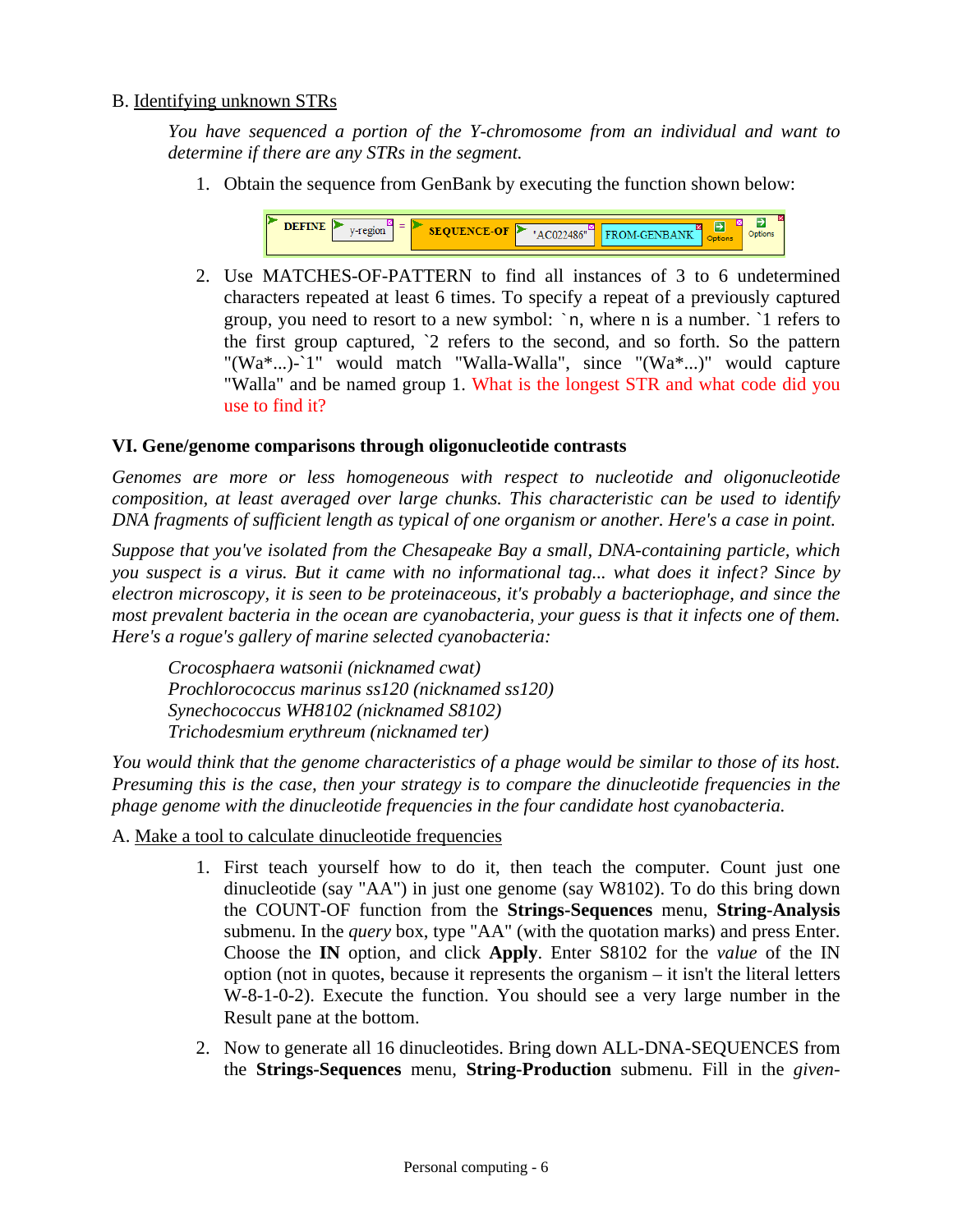B. Identifying unknown STRs

*You have sequenced a portion of the Y-chromosome from an individual and want to determine if there are any STRs in the segment.*

1. Obtain the sequence from GenBank by executing the function shown below:

```
DEFINE y-region = SEQUENCE-OF "AC022486" FROM-GENBANK
```

2. Use MATCHES-OF-PATTERN to find all instances of 3 to 6 undetermined characters repeated at least 6 times. To specify a repeat of a previously captured group, you need to resort to a new symbol: `n, where n is a number. `1 refers to the first group captured, `2 refers to the second, and so forth. So the pattern "(Wa*...)-`1" would match "Walla-Walla", since "(Wa*...)" would capture "Walla" and be named group 1. What is the longest STR and what code did you use to find it?

### VI. Gene/genome comparisons through oligonucleotide contrasts

*Genomes are more or less homogeneous with respect to nucleotide and oligonucleotide composition, at least averaged over large chunks. This characteristic can be used to identify DNA fragments of sufficient length as typical of one organism or another. Here's a case in point.*

*Suppose that you've isolated from the Chesapeake Bay a small, DNA-containing particle, which you suspect is a virus. But it came with no informational tag... what does it infect? Since by electron microscopy, it is seen to be proteinaceous, it's probably a bacteriophage, and since the most prevalent bacteria in the ocean are cyanobacteria, your guess is that it infects one of them. Here's a rogue's gallery of marine selected cyanobacteria:*

*Crocosphaera watsonii (nicknamed cwat)*
*Prochlorococcus marinus ss120 (nicknamed ss120)*
*Synechococcus WH8102 (nicknamed S8102)*
*Trichodesmium erythreum (nicknamed ter)*

*You would think that the genome characteristics of a phage would be similar to those of its host. Presuming this is the case, then your strategy is to compare the dinucleotide frequencies in the phage genome with the dinucleotide frequencies in the four candidate host cyanobacteria.*

A. Make a tool to calculate dinucleotide frequencies

1. First teach yourself how to do it, then teach the computer. Count just one dinucleotide (say "AA") in just one genome (say W8102). To do this bring down the COUNT-OF function from the **Strings-Sequences** menu, **String-Analysis** submenu. In the *query* box, type "AA" (with the quotation marks) and press Enter. Choose the **IN** option, and click **Apply**. Enter S8102 for the *value* of the IN option (not in quotes, because it represents the organism – it isn't the literal letters W-8-1-0-2). Execute the function. You should see a very large number in the Result pane at the bottom.

2. Now to generate all 16 dinucleotides. Bring down ALL-DNA-SEQUENCES from the **Strings-Sequences** menu, **String-Production** submenu. Fill in the *given-*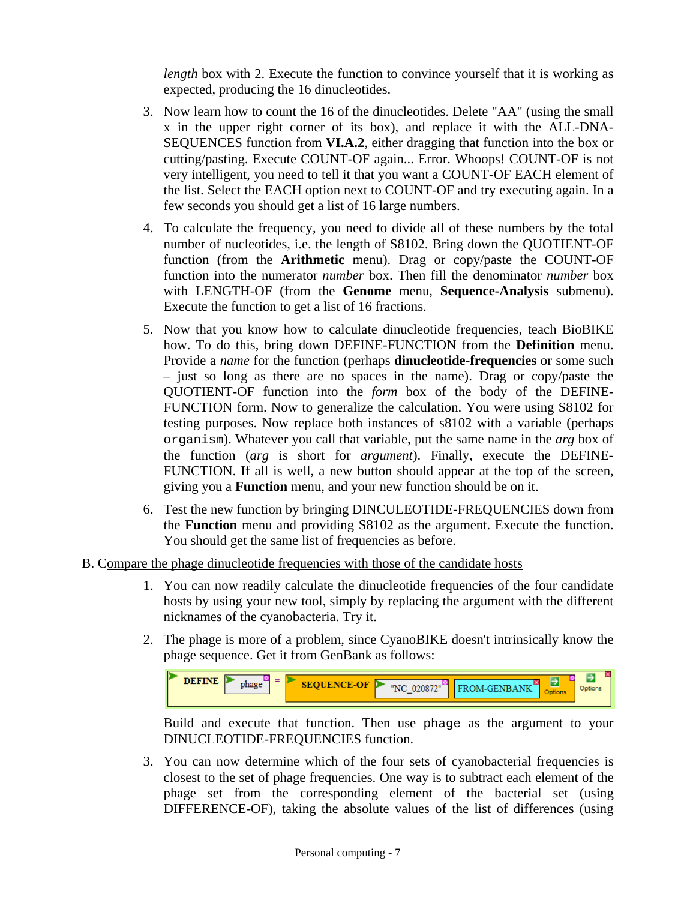*length* box with 2. Execute the function to convince yourself that it is working as expected, producing the 16 dinucleotides.

3. Now learn how to count the 16 of the dinucleotides. Delete "AA" (using the small x in the upper right corner of its box), and replace it with the ALL-DNA-SEQUENCES function from **VI.A.2**, either dragging that function into the box or cutting/pasting. Execute COUNT-OF again... Error. Whoops! COUNT-OF is not very intelligent, you need to tell it that you want a COUNT-OF <u>EACH</u> element of the list. Select the EACH option next to COUNT-OF and try executing again. In a few seconds you should get a list of 16 large numbers.

4. To calculate the frequency, you need to divide all of these numbers by the total number of nucleotides, i.e. the length of S8102. Bring down the QUOTIENT-OF function (from the **Arithmetic** menu). Drag or copy/paste the COUNT-OF function into the numerator *number* box. Then fill the denominator *number* box with LENGTH-OF (from the **Genome** menu, **Sequence-Analysis** submenu). Execute the function to get a list of 16 fractions.

5. Now that you know how to calculate dinucleotide frequencies, teach BioBIKE how. To do this, bring down DEFINE-FUNCTION from the **Definition** menu. Provide a *name* for the function (perhaps **dinucleotide-frequencies** or some such – just so long as there are no spaces in the name). Drag or copy/paste the QUOTIENT-OF function into the *form* box of the body of the DEFINE-FUNCTION form. Now to generalize the calculation. You were using S8102 for testing purposes. Now replace both instances of s8102 with a variable (perhaps `organism`). Whatever you call that variable, put the same name in the *arg* box of the function (*arg* is short for *argument*). Finally, execute the DEFINE-FUNCTION. If all is well, a new button should appear at the top of the screen, giving you a **Function** menu, and your new function should be on it.

6. Test the new function by bringing DINCULEOTIDE-FREQUENCIES down from the **Function** menu and providing S8102 as the argument. Execute the function. You should get the same list of frequencies as before.

B. <u>Compare the phage dinucleotide frequencies with those of the candidate hosts</u>

1. You can now readily calculate the dinucleotide frequencies of the four candidate hosts by using your new tool, simply by replacing the argument with the different nicknames of the cyanobacteria. Try it.

2. The phage is more of a problem, since CyanoBIKE doesn't intrinsically know the phage sequence. Get it from GenBank as follows:

```
DEFINE phage = SEQUENCE-OF "NC_020872" FROM-GENBANK Options Options
```

   Build and execute that function. Then use `phage` as the argument to your DINUCLEOTIDE-FREQUENCIES function.

3. You can now determine which of the four sets of cyanobacterial frequencies is closest to the set of phage frequencies. One way is to subtract each element of the phage set from the corresponding element of the bacterial set (using DIFFERENCE-OF), taking the absolute values of the list of differences (using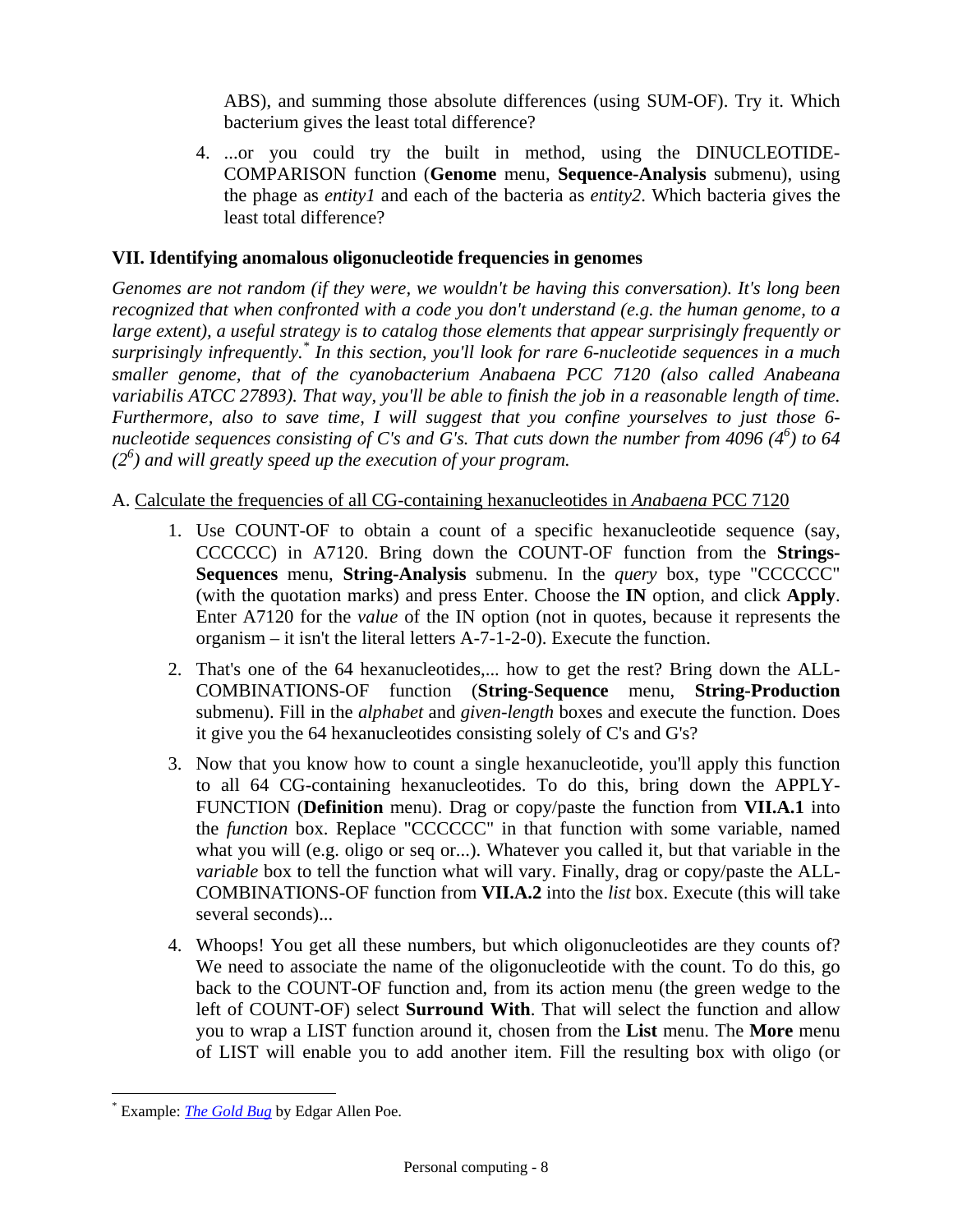ABS), and summing those absolute differences (using SUM-OF). Try it. Which bacterium gives the least total difference?

4. ...or you could try the built in method, using the DINUCLEOTIDE-COMPARISON function (**Genome** menu, **Sequence-Analysis** submenu), using the phage as *entity1* and each of the bacteria as *entity2*. Which bacteria gives the least total difference?

### VII. Identifying anomalous oligonucleotide frequencies in genomes

*Genomes are not random (if they were, we wouldn't be having this conversation). It's long been recognized that when confronted with a code you don't understand (e.g. the human genome, to a large extent), a useful strategy is to catalog those elements that appear surprisingly frequently or surprisingly infrequently.*[*] *In this section, you'll look for rare 6-nucleotide sequences in a much smaller genome, that of the cyanobacterium Anabaena PCC 7120 (also called Anabeana variabilis ATCC 27893). That way, you'll be able to finish the job in a reasonable length of time. Furthermore, also to save time, I will suggest that you confine yourselves to just those 6-nucleotide sequences consisting of C's and G's. That cuts down the number from 4096 ($4^6$) to 64 ($2^6$) and will greatly speed up the execution of your program.*

A. Calculate the frequencies of all CG-containing hexanucleotides in *Anabaena* PCC 7120

1. Use COUNT-OF to obtain a count of a specific hexanucleotide sequence (say, CCCCCC) in A7120. Bring down the COUNT-OF function from the **Strings-Sequences** menu, **String-Analysis** submenu. In the *query* box, type "CCCCCC" (with the quotation marks) and press Enter. Choose the **IN** option, and click **Apply**. Enter A7120 for the *value* of the IN option (not in quotes, because it represents the organism – it isn't the literal letters A-7-1-2-0). Execute the function.

2. That's one of the 64 hexanucleotides,... how to get the rest? Bring down the ALL-COMBINATIONS-OF function (**String-Sequence** menu, **String-Production** submenu). Fill in the *alphabet* and *given-length* boxes and execute the function. Does it give you the 64 hexanucleotides consisting solely of C's and G's?

3. Now that you know how to count a single hexanucleotide, you'll apply this function to all 64 CG-containing hexanucleotides. To do this, bring down the APPLY-FUNCTION (**Definition** menu). Drag or copy/paste the function from **VII.A.1** into the *function* box. Replace "CCCCCC" in that function with some variable, named what you will (e.g. oligo or seq or...). Whatever you called it, but that variable in the *variable* box to tell the function what will vary. Finally, drag or copy/paste the ALL-COMBINATIONS-OF function from **VII.A.2** into the *list* box. Execute (this will take several seconds)...

4. Whoops! You get all these numbers, but which oligonucleotides are they counts of? We need to associate the name of the oligonucleotide with the count. To do this, go back to the COUNT-OF function and, from its action menu (the green wedge to the left of COUNT-OF) select **Surround With**. That will select the function and allow you to wrap a LIST function around it, chosen from the **List** menu. The **More** menu of LIST will enable you to add another item. Fill the resulting box with oligo (or

---

[*] Example: *The Gold Bug* by Edgar Allen Poe.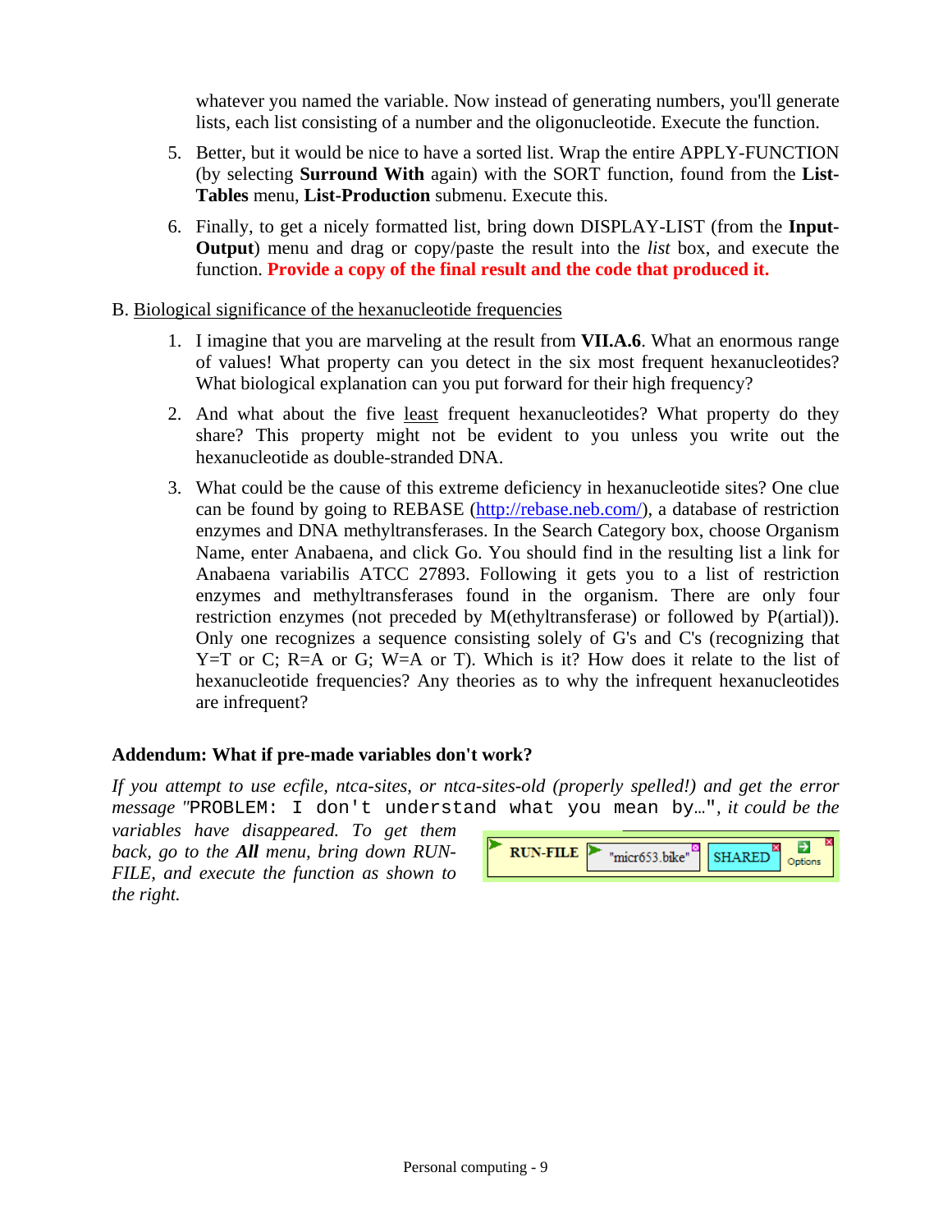whatever you named the variable. Now instead of generating numbers, you'll generate lists, each list consisting of a number and the oligonucleotide. Execute the function.

5. Better, but it would be nice to have a sorted list. Wrap the entire APPLY-FUNCTION (by selecting **Surround With** again) with the SORT function, found from the **List-Tables** menu, **List-Production** submenu. Execute this.

6. Finally, to get a nicely formatted list, bring down DISPLAY-LIST (from the **Input-Output**) menu and drag or copy/paste the result into the *list* box, and execute the function. **Provide a copy of the final result and the code that produced it.**

B. Biological significance of the hexanucleotide frequencies

1. I imagine that you are marveling at the result from **VII.A.6**. What an enormous range of values! What property can you detect in the six most frequent hexanucleotides? What biological explanation can you put forward for their high frequency?

2. And what about the five least frequent hexanucleotides? What property do they share? This property might not be evident to you unless you write out the hexanucleotide as double-stranded DNA.

3. What could be the cause of this extreme deficiency in hexanucleotide sites? One clue can be found by going to REBASE (http://rebase.neb.com/), a database of restriction enzymes and DNA methyltransferases. In the Search Category box, choose Organism Name, enter Anabaena, and click Go. You should find in the resulting list a link for Anabaena variabilis ATCC 27893. Following it gets you to a list of restriction enzymes and methyltransferases found in the organism. There are only four restriction enzymes (not preceded by M(ethyltransferase) or followed by P(artial)). Only one recognizes a sequence consisting solely of G's and C's (recognizing that Y=T or C; R=A or G; W=A or T). Which is it? How does it relate to the list of hexanucleotide frequencies? Any theories as to why the infrequent hexanucleotides are infrequent?

### Addendum: What if pre-made variables don't work?

*If you attempt to use ecfile, ntca-sites, or ntca-sites-old (properly spelled!) and get the error message "*`PROBLEM: I don't understand what you mean by…`*", it could be the variables have disappeared. To get them back, go to the **All** menu, bring down RUN-FILE, and execute the function as shown to the right.*

RUN-FILE "micr653.bike" SHARED Options